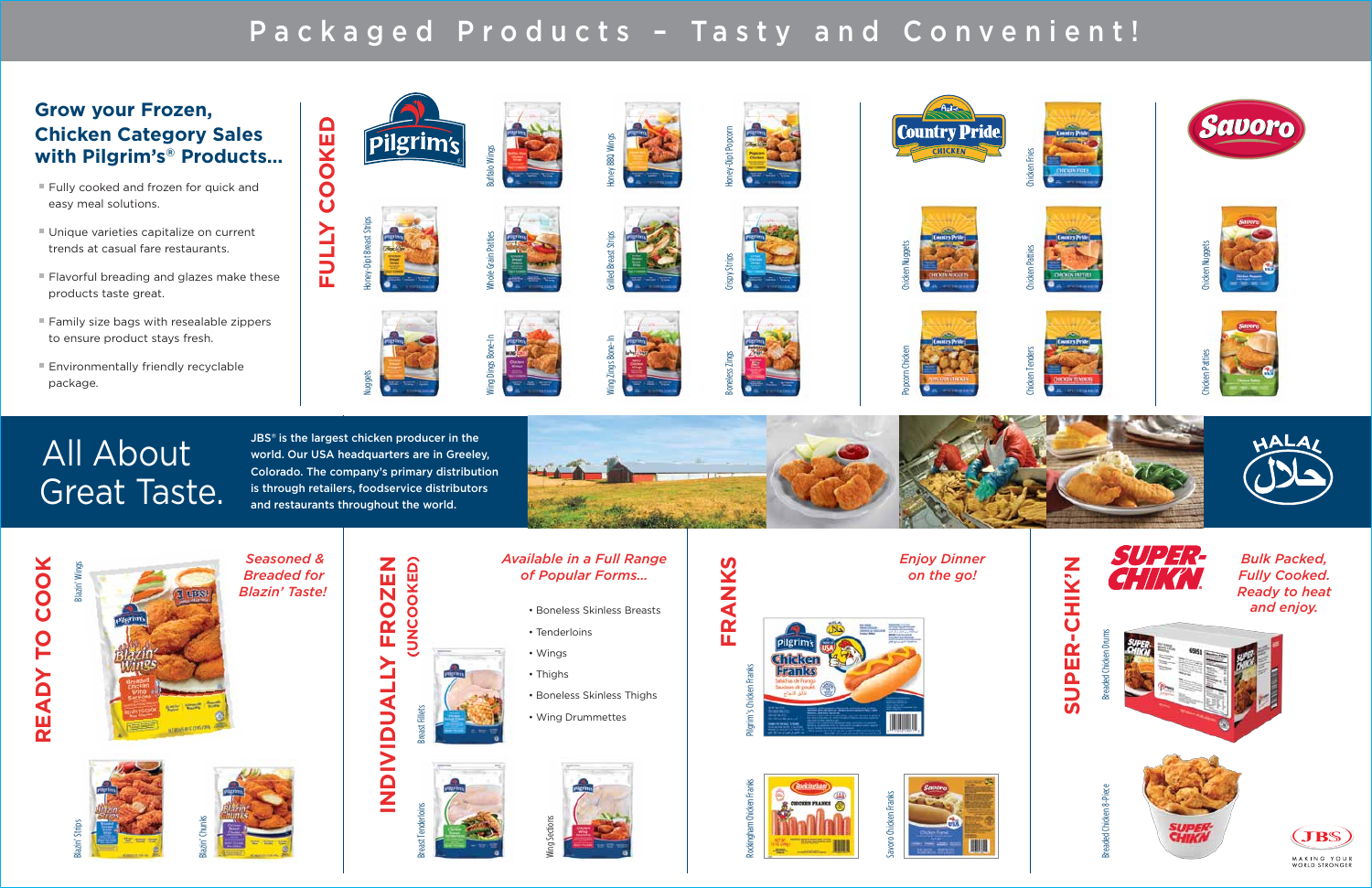# Packaged Products – Tasty and Convenient!

## Grow your Frozen, Chicken Category Sales with Pilgrim's® Products...

- Fully cooked and frozen for quick and easy meal solutions.
- Unique varieties capitalize on current trends at casual fare restaurants.
- Flavorful breading and glazes make these products taste great.
- Family size bags with resealable zippers to ensure product stays fresh.
- Environmentally friendly recyclable package.

## FULLY COOKED

**Pilgrim's**

- Buffalo Wings
- Honey BBQ Wings
- Honey-Dipt Popcorn
- Honey-Dipt Breast Strips
- Whole Grain Patties
- Grilled Breast Strips
- Crispy Strips
- Nuggets
- Wing Dings Bone-In
- Wing Zings Bone-In
- Boneless Zings

**Country Pride Chicken**

- Chicken Fries
- Chicken Nuggets
- Chicken Patties
- Popcorn Chicken
- Chicken Tenders

**Savoro**

- Chicken Nuggets
- Chicken Patties

## All About Great Taste.

JBS® is the largest chicken producer in the world. Our USA headquarters are in Greeley, Colorado. The company's primary distribution is through retailers, foodservice distributors and restaurants throughout the world.

HALAL

## READY TO COOK

*Seasoned & Breaded for Blazin' Taste!*

- Blazin' Wings
- Blazin' Strips
- Blazin' Chunks

## INDIVIDUALLY FROZEN (UNCOOKED)

*Available in a Full Range of Popular Forms...*

- Boneless Skinless Breasts
- Tenderloins
- Wings
- Thighs
- Boneless Skinless Thighs
- Wing Drummettes

- Breast Fillets
- Breast Tenderloins
- Wing Sections

## FRANKS

*Enjoy Dinner on the go!*

- Pilgrim's Chicken Franks
- Rockingham Chicken Franks
- Savoro Chicken Franks

## SUPER-CHIK'N

*Bulk Packed, Fully Cooked. Ready to heat and enjoy.*

- Breaded Chicken Drums
- Breaded Chicken 8-Piece

JBS MAKING YOUR WORLD STRONGER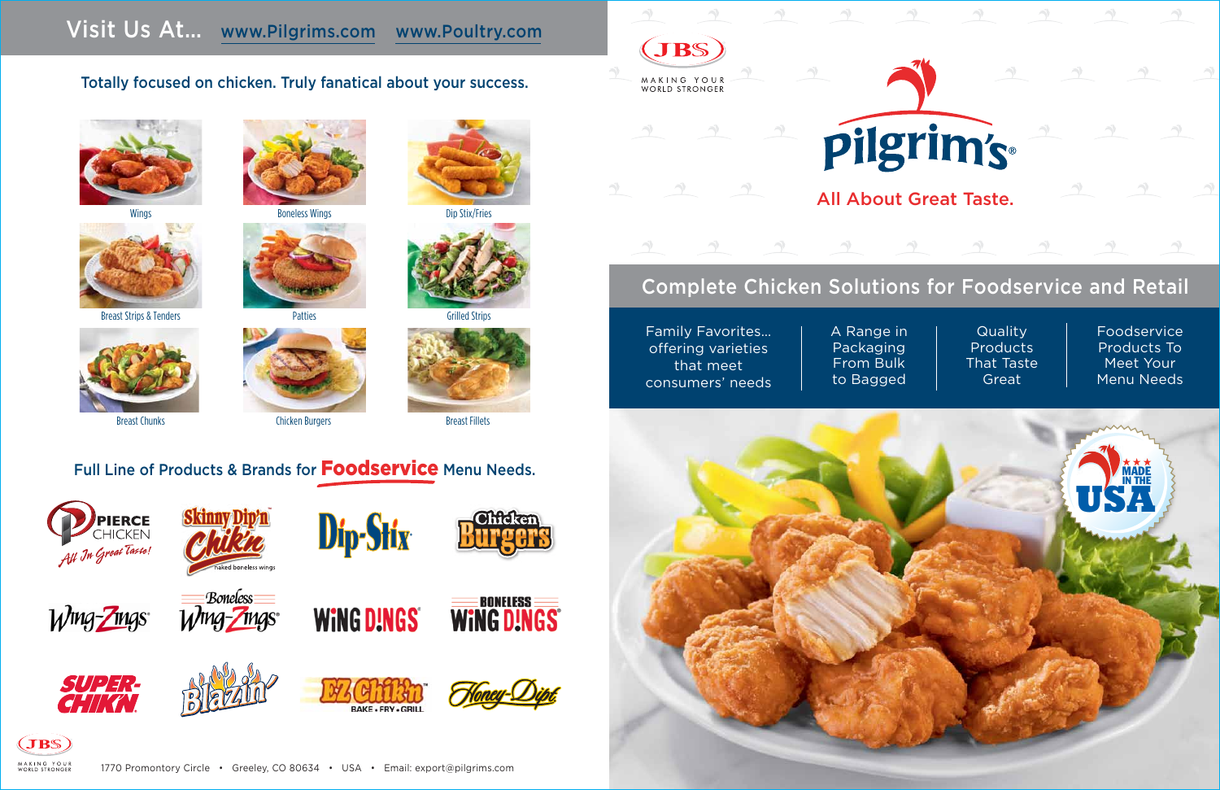## Visit Us At... www.Pilgrims.com www.Poultry.com

Totally focused on chicken. Truly fanatical about your success.

Wings

Boneless Wings

Dip Stix/Fries

Breast Strips & Tenders

Patties

Grilled Strips

Breast Chunks

Chicken Burgers

Breast Fillets

### Full Line of Products & Brands for Foodservice Menu Needs.

Pierce Chicken – All In Great Taste!

Skinny Dip'n Chik'n – naked boneless wings

Dip-Stix

Chicken Burgers

Wing-Zings

Boneless Wing-Zings

Wing Dings

Boneless Wing Dings

Super-Chik'n

Blazin'

EZ Chik'n – Bake • Fry • Grill

Honey-Dipt

JBS – Making Your World Stronger

1770 Promontory Circle • Greeley, CO 80634 • USA • Email: export@pilgrims.com

JBS – Making Your World Stronger

# Pilgrim's

All About Great Taste.

## Complete Chicken Solutions for Foodservice and Retail

- Family Favorites... offering varieties that meet consumers' needs
- A Range in Packaging From Bulk to Bagged
- Quality Products That Taste Great
- Foodservice Products To Meet Your Menu Needs

Made in the USA